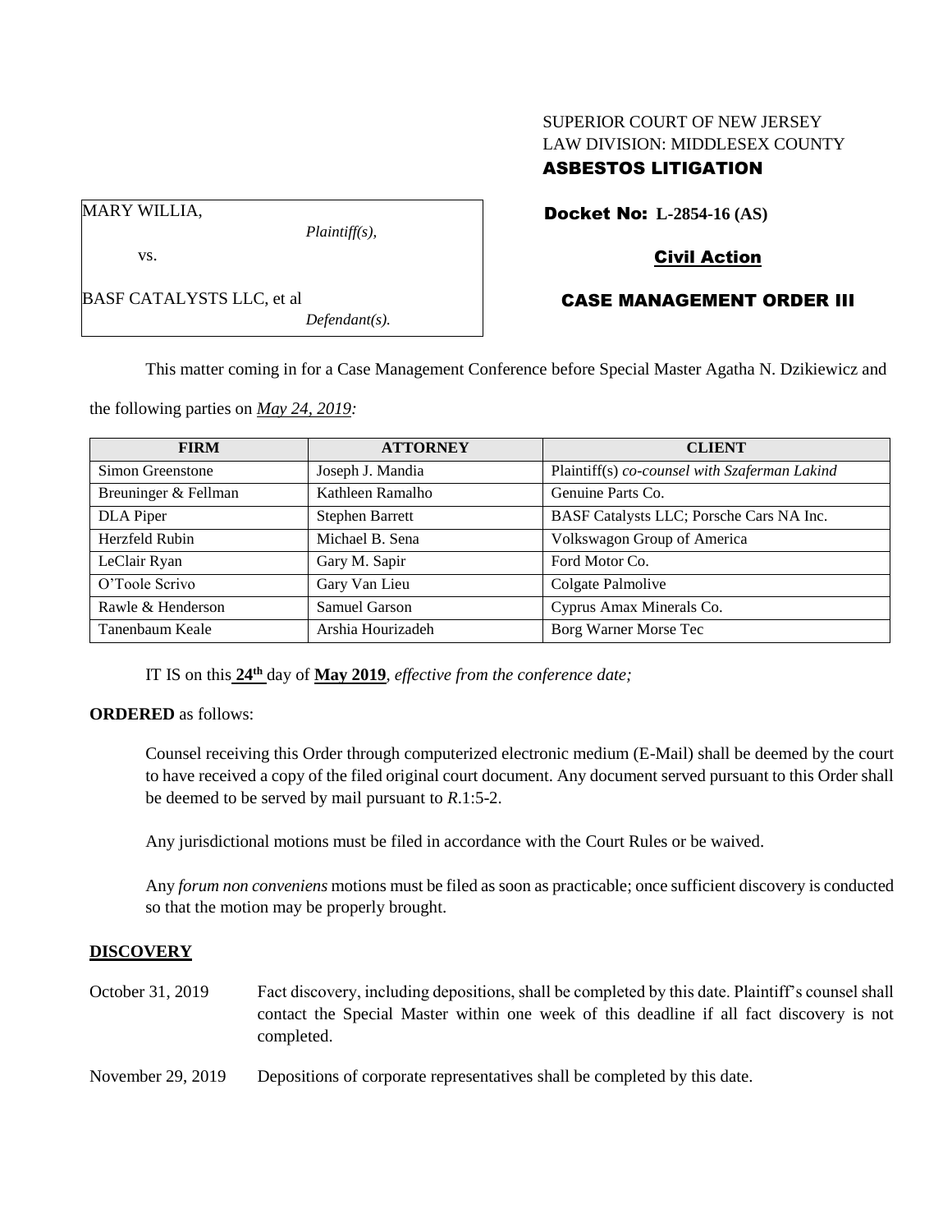SUPERIOR COURT OF NEW JERSEY
LAW DIVISION: MIDDLESEX COUNTY
**ASBESTOS LITIGATION**

MARY WILLIA,
*Plaintiff(s),*

vs.

BASF CATALYSTS LLC, et al
*Defendant(s).*

**Docket No: L-2854-16 (AS)**

**Civil Action**

**CASE MANAGEMENT ORDER III**

This matter coming in for a Case Management Conference before Special Master Agatha N. Dzikiewicz and the following parties on *May 24, 2019:*

| FIRM | ATTORNEY | CLIENT |
|---|---|---|
| Simon Greenstone | Joseph J. Mandia | Plaintiff(s) *co-counsel with Szaferman Lakind* |
| Breuninger & Fellman | Kathleen Ramalho | Genuine Parts Co. |
| DLA Piper | Stephen Barrett | BASF Catalysts LLC; Porsche Cars NA Inc. |
| Herzfeld Rubin | Michael B. Sena | Volkswagon Group of America |
| LeClair Ryan | Gary M. Sapir | Ford Motor Co. |
| O'Toole Scrivo | Gary Van Lieu | Colgate Palmolive |
| Rawle & Henderson | Samuel Garson | Cyprus Amax Minerals Co. |
| Tanenbaum Keale | Arshia Hourizadeh | Borg Warner Morse Tec |

IT IS on this **24th** day of **May 2019**, *effective from the conference date;*

**ORDERED** as follows:

Counsel receiving this Order through computerized electronic medium (E-Mail) shall be deemed by the court to have received a copy of the filed original court document. Any document served pursuant to this Order shall be deemed to be served by mail pursuant to *R*.1:5-2.

Any jurisdictional motions must be filed in accordance with the Court Rules or be waived.

Any *forum non conveniens* motions must be filed as soon as practicable; once sufficient discovery is conducted so that the motion may be properly brought.

**DISCOVERY**

October 31, 2019 — Fact discovery, including depositions, shall be completed by this date. Plaintiff's counsel shall contact the Special Master within one week of this deadline if all fact discovery is not completed.

November 29, 2019 — Depositions of corporate representatives shall be completed by this date.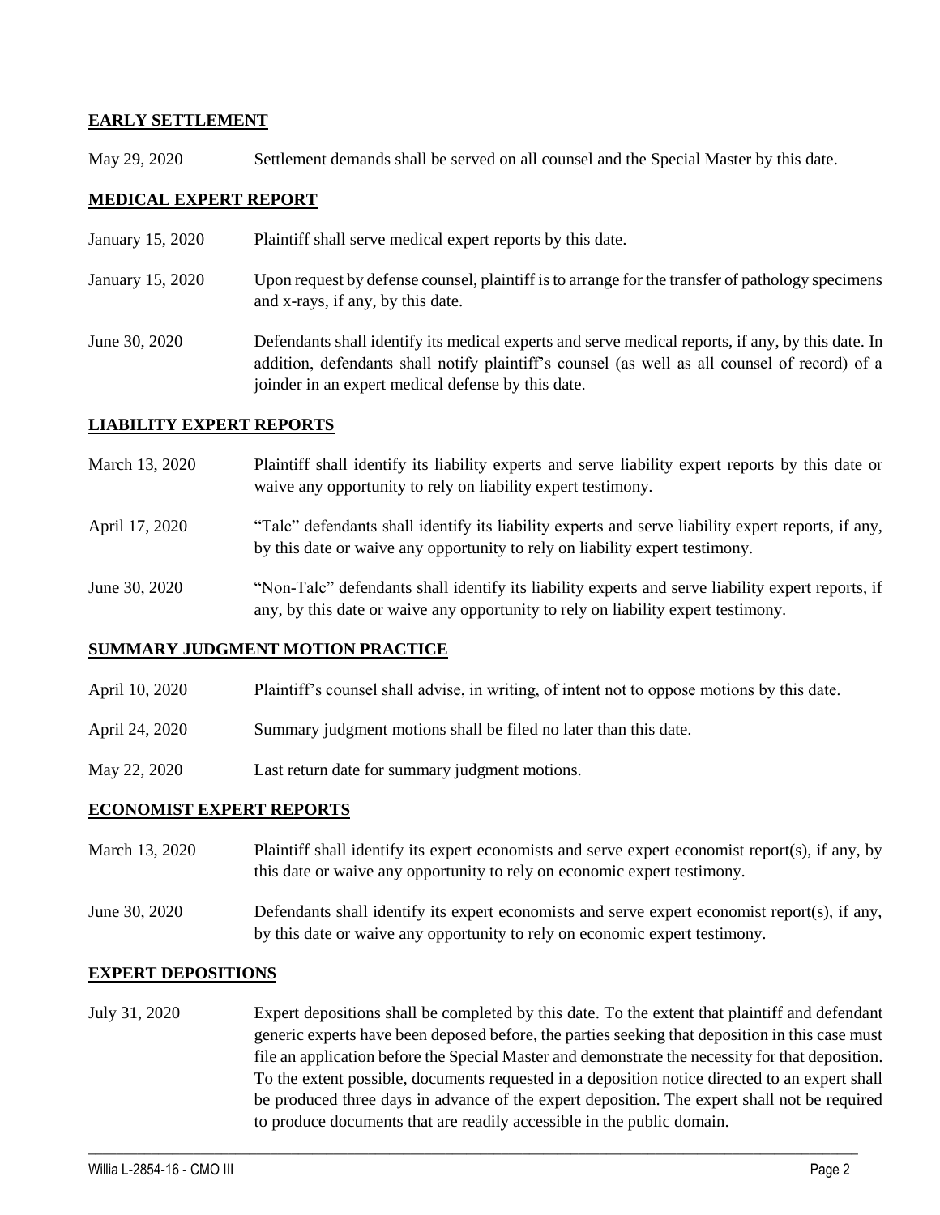**EARLY SETTLEMENT**

| | |
|---|---|
| May 29, 2020 | Settlement demands shall be served on all counsel and the Special Master by this date. |

**MEDICAL EXPERT REPORT**

| | |
|---|---|
| January 15, 2020 | Plaintiff shall serve medical expert reports by this date. |
| January 15, 2020 | Upon request by defense counsel, plaintiff is to arrange for the transfer of pathology specimens and x-rays, if any, by this date. |
| June 30, 2020 | Defendants shall identify its medical experts and serve medical reports, if any, by this date. In addition, defendants shall notify plaintiff's counsel (as well as all counsel of record) of a joinder in an expert medical defense by this date. |

**LIABILITY EXPERT REPORTS**

| | |
|---|---|
| March 13, 2020 | Plaintiff shall identify its liability experts and serve liability expert reports by this date or waive any opportunity to rely on liability expert testimony. |
| April 17, 2020 | "Talc" defendants shall identify its liability experts and serve liability expert reports, if any, by this date or waive any opportunity to rely on liability expert testimony. |
| June 30, 2020 | "Non-Talc" defendants shall identify its liability experts and serve liability expert reports, if any, by this date or waive any opportunity to rely on liability expert testimony. |

**SUMMARY JUDGMENT MOTION PRACTICE**

| | |
|---|---|
| April 10, 2020 | Plaintiff's counsel shall advise, in writing, of intent not to oppose motions by this date. |
| April 24, 2020 | Summary judgment motions shall be filed no later than this date. |
| May 22, 2020 | Last return date for summary judgment motions. |

**ECONOMIST EXPERT REPORTS**

| | |
|---|---|
| March 13, 2020 | Plaintiff shall identify its expert economists and serve expert economist report(s), if any, by this date or waive any opportunity to rely on economic expert testimony. |
| June 30, 2020 | Defendants shall identify its expert economists and serve expert economist report(s), if any, by this date or waive any opportunity to rely on economic expert testimony. |

**EXPERT DEPOSITIONS**

| | |
|---|---|
| July 31, 2020 | Expert depositions shall be completed by this date. To the extent that plaintiff and defendant generic experts have been deposed before, the parties seeking that deposition in this case must file an application before the Special Master and demonstrate the necessity for that deposition. To the extent possible, documents requested in a deposition notice directed to an expert shall be produced three days in advance of the expert deposition. The expert shall not be required to produce documents that are readily accessible in the public domain. |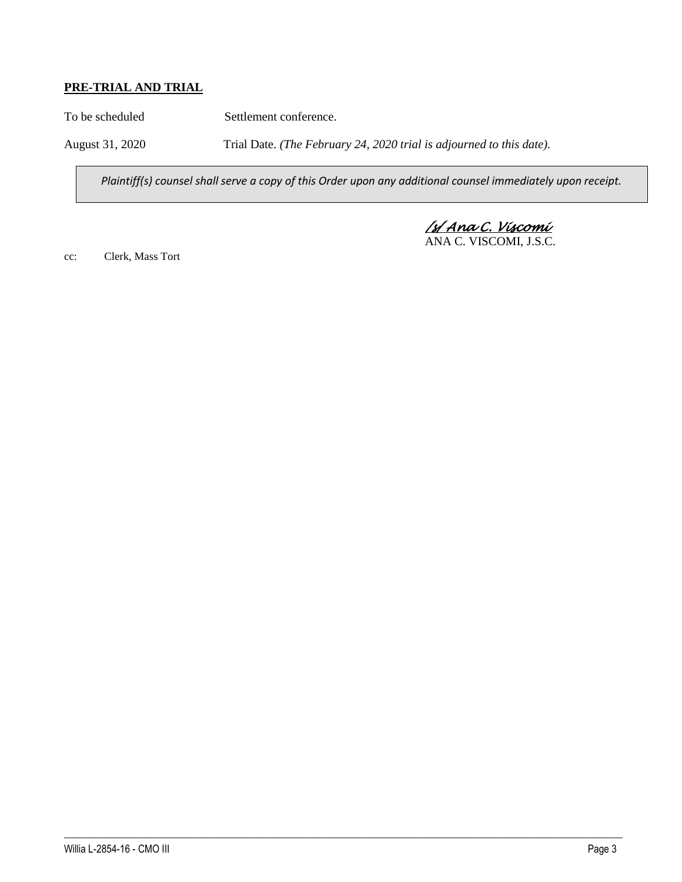**PRE-TRIAL AND TRIAL**

| | |
|---|---|
| To be scheduled | Settlement conference. |
| August 31, 2020 | Trial Date. *(The February 24, 2020 trial is adjourned to this date).* |

*Plaintiff(s) counsel shall serve a copy of this Order upon any additional counsel immediately upon receipt.*

*/s/ Ana C. Viscomi*
ANA C. VISCOMI, J.S.C.

cc: Clerk, Mass Tort